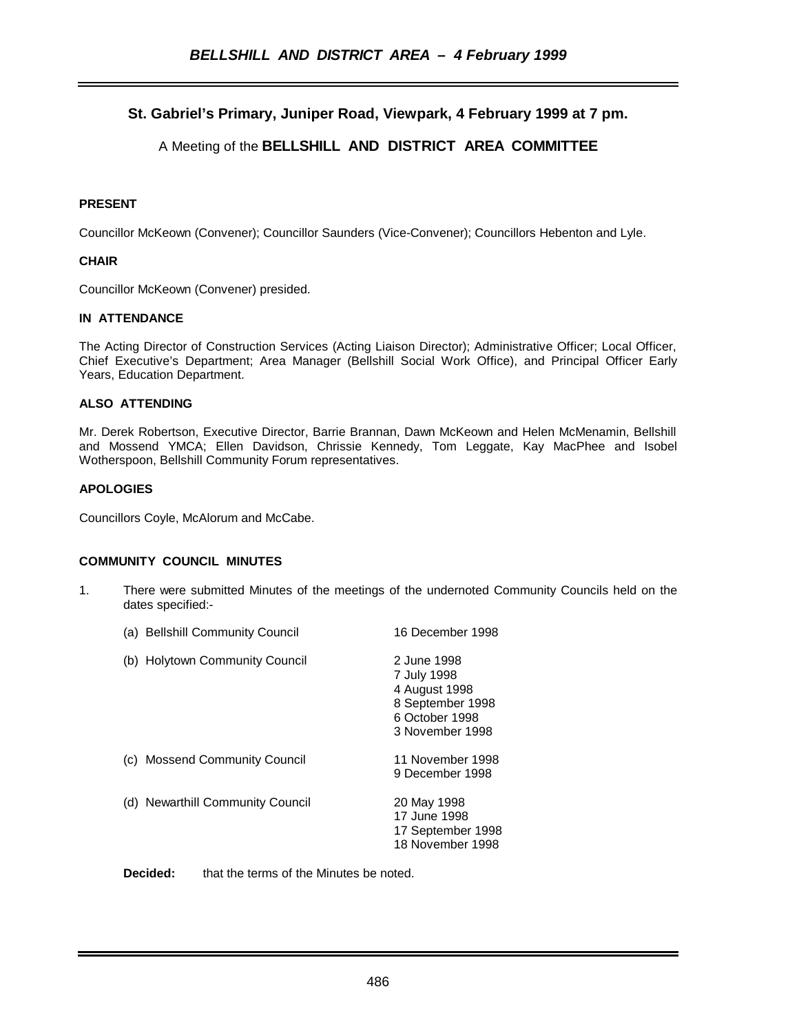## St. Gabriel's Primary, Juniper Road, Viewpark, 4 February 1999 at 7 pm.

A Meeting of the **BELLSHILL AND DISTRICT AREA COMMITTEE**

**PRESENT**

Councillor McKeown (Convener); Councillor Saunders (Vice-Convener); Councillors Hebenton and Lyle.

**CHAIR**

Councillor McKeown (Convener) presided.

**IN ATTENDANCE**

The Acting Director of Construction Services (Acting Liaison Director); Administrative Officer; Local Officer, Chief Executive's Department; Area Manager (Bellshill Social Work Office), and Principal Officer Early Years, Education Department.

**ALSO ATTENDING**

Mr. Derek Robertson, Executive Director, Barrie Brannan, Dawn McKeown and Helen McMenamin, Bellshill and Mossend YMCA; Ellen Davidson, Chrissie Kennedy, Tom Leggate, Kay MacPhee and Isobel Wotherspoon, Bellshill Community Forum representatives.

**APOLOGIES**

Councillors Coyle, McAlorum and McCabe.

**COMMUNITY COUNCIL MINUTES**

1. There were submitted Minutes of the meetings of the undernoted Community Councils held on the dates specified:-

| | |
|---|---|
| (a) Bellshill Community Council | 16 December 1998 |
| (b) Holytown Community Council | 2 June 1998<br>7 July 1998<br>4 August 1998<br>8 September 1998<br>6 October 1998<br>3 November 1998 |
| (c) Mossend Community Council | 11 November 1998<br>9 December 1998 |
| (d) Newarthill Community Council | 20 May 1998<br>17 June 1998<br>17 September 1998<br>18 November 1998 |

**Decided:** that the terms of the Minutes be noted.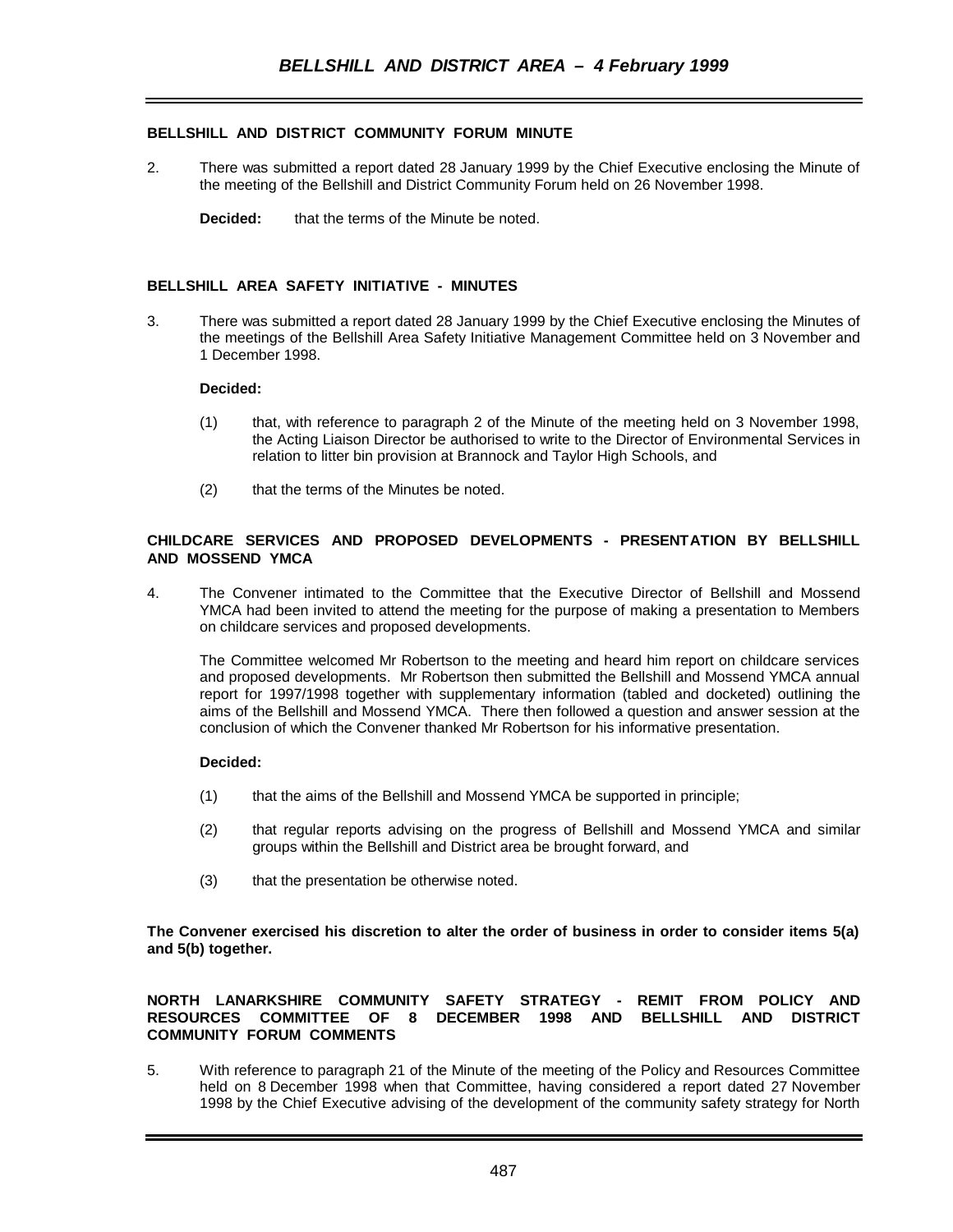## BELLSHILL AND DISTRICT COMMUNITY FORUM MINUTE

2. There was submitted a report dated 28 January 1999 by the Chief Executive enclosing the Minute of the meeting of the Bellshill and District Community Forum held on 26 November 1998.

   **Decided:** that the terms of the Minute be noted.

## BELLSHILL AREA SAFETY INITIATIVE - MINUTES

3. There was submitted a report dated 28 January 1999 by the Chief Executive enclosing the Minutes of the meetings of the Bellshill Area Safety Initiative Management Committee held on 3 November and 1 December 1998.

   **Decided:**

   (1) that, with reference to paragraph 2 of the Minute of the meeting held on 3 November 1998, the Acting Liaison Director be authorised to write to the Director of Environmental Services in relation to litter bin provision at Brannock and Taylor High Schools, and

   (2) that the terms of the Minutes be noted.

## CHILDCARE SERVICES AND PROPOSED DEVELOPMENTS - PRESENTATION BY BELLSHILL AND MOSSEND YMCA

4. The Convener intimated to the Committee that the Executive Director of Bellshill and Mossend YMCA had been invited to attend the meeting for the purpose of making a presentation to Members on childcare services and proposed developments.

   The Committee welcomed Mr Robertson to the meeting and heard him report on childcare services and proposed developments. Mr Robertson then submitted the Bellshill and Mossend YMCA annual report for 1997/1998 together with supplementary information (tabled and docketed) outlining the aims of the Bellshill and Mossend YMCA. There then followed a question and answer session at the conclusion of which the Convener thanked Mr Robertson for his informative presentation.

   **Decided:**

   (1) that the aims of the Bellshill and Mossend YMCA be supported in principle;

   (2) that regular reports advising on the progress of Bellshill and Mossend YMCA and similar groups within the Bellshill and District area be brought forward, and

   (3) that the presentation be otherwise noted.

**The Convener exercised his discretion to alter the order of business in order to consider items 5(a) and 5(b) together.**

## NORTH LANARKSHIRE COMMUNITY SAFETY STRATEGY - REMIT FROM POLICY AND RESOURCES COMMITTEE OF 8 DECEMBER 1998 AND BELLSHILL AND DISTRICT COMMUNITY FORUM COMMENTS

5. With reference to paragraph 21 of the Minute of the meeting of the Policy and Resources Committee held on 8 December 1998 when that Committee, having considered a report dated 27 November 1998 by the Chief Executive advising of the development of the community safety strategy for North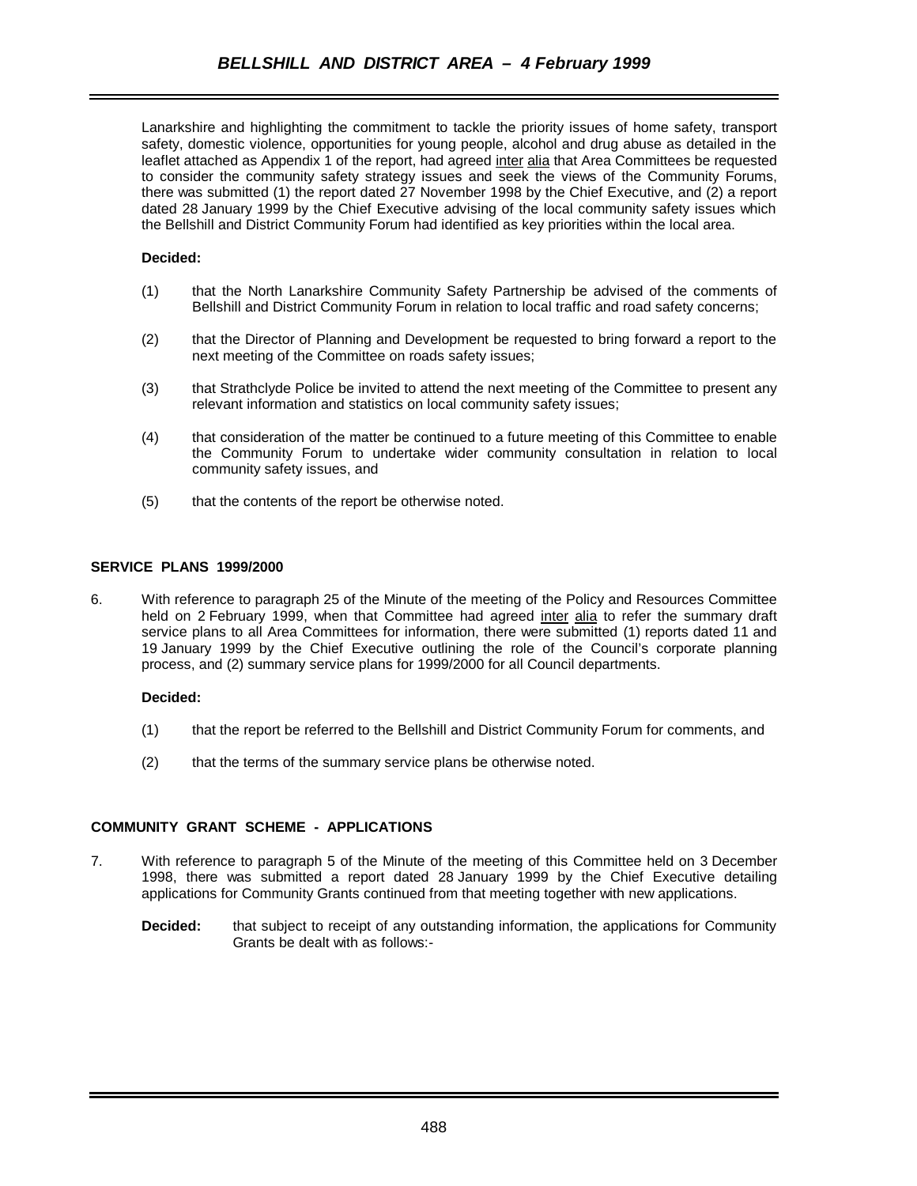Lanarkshire and highlighting the commitment to tackle the priority issues of home safety, transport safety, domestic violence, opportunities for young people, alcohol and drug abuse as detailed in the leaflet attached as Appendix 1 of the report, had agreed inter alia that Area Committees be requested to consider the community safety strategy issues and seek the views of the Community Forums, there was submitted (1) the report dated 27 November 1998 by the Chief Executive, and (2) a report dated 28 January 1999 by the Chief Executive advising of the local community safety issues which the Bellshill and District Community Forum had identified as key priorities within the local area.

**Decided:**

(1) that the North Lanarkshire Community Safety Partnership be advised of the comments of Bellshill and District Community Forum in relation to local traffic and road safety concerns;

(2) that the Director of Planning and Development be requested to bring forward a report to the next meeting of the Committee on roads safety issues;

(3) that Strathclyde Police be invited to attend the next meeting of the Committee to present any relevant information and statistics on local community safety issues;

(4) that consideration of the matter be continued to a future meeting of this Committee to enable the Community Forum to undertake wider community consultation in relation to local community safety issues, and

(5) that the contents of the report be otherwise noted.

**SERVICE PLANS 1999/2000**

6. With reference to paragraph 25 of the Minute of the meeting of the Policy and Resources Committee held on 2 February 1999, when that Committee had agreed inter alia to refer the summary draft service plans to all Area Committees for information, there were submitted (1) reports dated 11 and 19 January 1999 by the Chief Executive outlining the role of the Council's corporate planning process, and (2) summary service plans for 1999/2000 for all Council departments.

**Decided:**

(1) that the report be referred to the Bellshill and District Community Forum for comments, and

(2) that the terms of the summary service plans be otherwise noted.

**COMMUNITY GRANT SCHEME - APPLICATIONS**

7. With reference to paragraph 5 of the Minute of the meeting of this Committee held on 3 December 1998, there was submitted a report dated 28 January 1999 by the Chief Executive detailing applications for Community Grants continued from that meeting together with new applications.

**Decided:** that subject to receipt of any outstanding information, the applications for Community Grants be dealt with as follows:-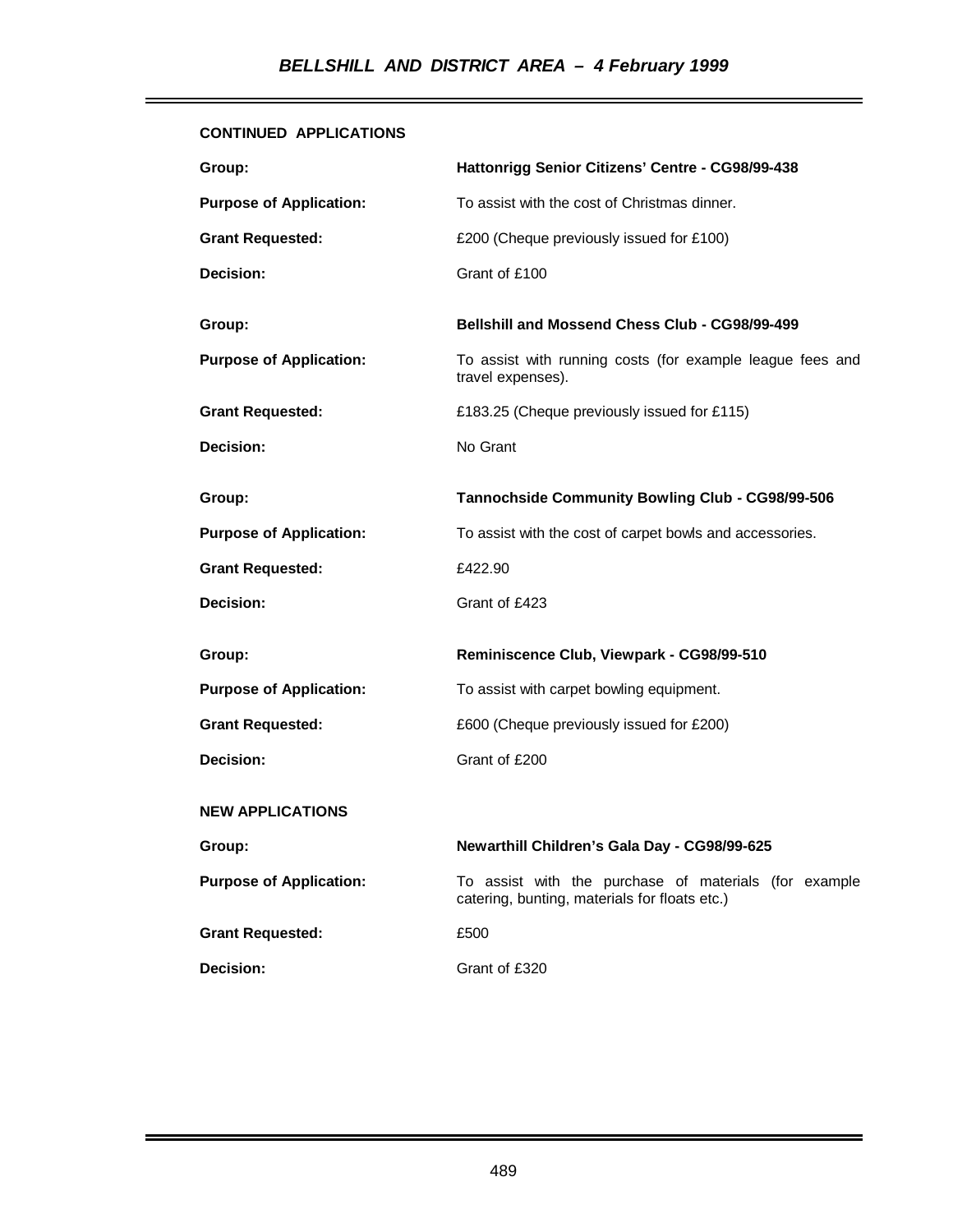**CONTINUED APPLICATIONS**

| | |
|---|---|
| **Group:** | **Hattonrigg Senior Citizens' Centre - CG98/99-438** |
| **Purpose of Application:** | To assist with the cost of Christmas dinner. |
| **Grant Requested:** | £200 (Cheque previously issued for £100) |
| **Decision:** | Grant of £100 |
| **Group:** | **Bellshill and Mossend Chess Club - CG98/99-499** |
| **Purpose of Application:** | To assist with running costs (for example league fees and travel expenses). |
| **Grant Requested:** | £183.25 (Cheque previously issued for £115) |
| **Decision:** | No Grant |
| **Group:** | **Tannochside Community Bowling Club - CG98/99-506** |
| **Purpose of Application:** | To assist with the cost of carpet bowls and accessories. |
| **Grant Requested:** | £422.90 |
| **Decision:** | Grant of £423 |
| **Group:** | **Reminiscence Club, Viewpark - CG98/99-510** |
| **Purpose of Application:** | To assist with carpet bowling equipment. |
| **Grant Requested:** | £600 (Cheque previously issued for £200) |
| **Decision:** | Grant of £200 |

**NEW APPLICATIONS**

| | |
|---|---|
| **Group:** | **Newarthill Children's Gala Day - CG98/99-625** |
| **Purpose of Application:** | To assist with the purchase of materials (for example catering, bunting, materials for floats etc.) |
| **Grant Requested:** | £500 |
| **Decision:** | Grant of £320 |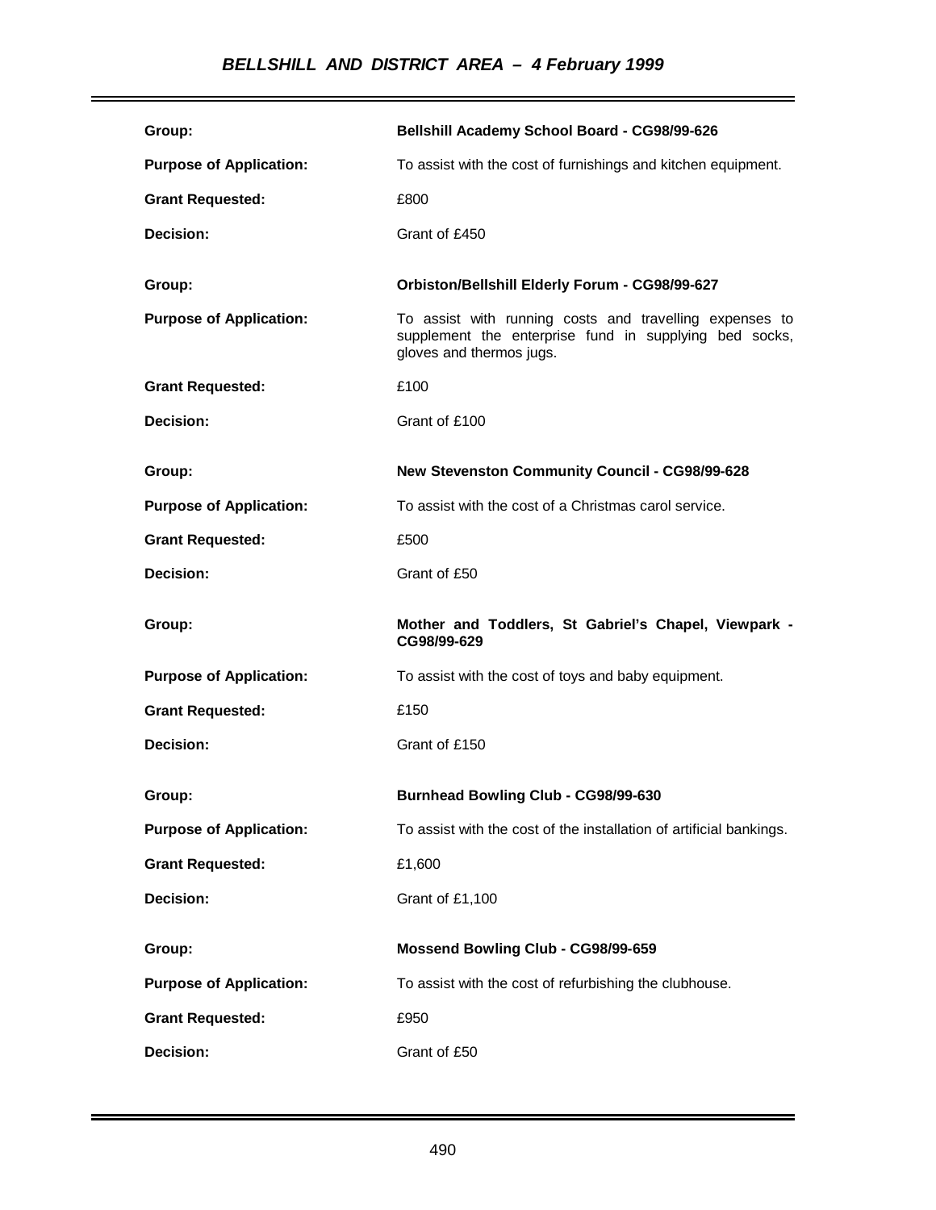## BELLSHILL AND DISTRICT AREA – 4 February 1999

| | |
|---|---|
| **Group:** | **Bellshill Academy School Board - CG98/99-626** |
| **Purpose of Application:** | To assist with the cost of furnishings and kitchen equipment. |
| **Grant Requested:** | £800 |
| **Decision:** | Grant of £450 |

| | |
|---|---|
| **Group:** | **Orbiston/Bellshill Elderly Forum - CG98/99-627** |
| **Purpose of Application:** | To assist with running costs and travelling expenses to supplement the enterprise fund in supplying bed socks, gloves and thermos jugs. |
| **Grant Requested:** | £100 |
| **Decision:** | Grant of £100 |

| | |
|---|---|
| **Group:** | **New Stevenston Community Council - CG98/99-628** |
| **Purpose of Application:** | To assist with the cost of a Christmas carol service. |
| **Grant Requested:** | £500 |
| **Decision:** | Grant of £50 |

| | |
|---|---|
| **Group:** | **Mother and Toddlers, St Gabriel's Chapel, Viewpark - CG98/99-629** |
| **Purpose of Application:** | To assist with the cost of toys and baby equipment. |
| **Grant Requested:** | £150 |
| **Decision:** | Grant of £150 |

| | |
|---|---|
| **Group:** | **Burnhead Bowling Club - CG98/99-630** |
| **Purpose of Application:** | To assist with the cost of the installation of artificial bankings. |
| **Grant Requested:** | £1,600 |
| **Decision:** | Grant of £1,100 |

| | |
|---|---|
| **Group:** | **Mossend Bowling Club - CG98/99-659** |
| **Purpose of Application:** | To assist with the cost of refurbishing the clubhouse. |
| **Grant Requested:** | £950 |
| **Decision:** | Grant of £50 |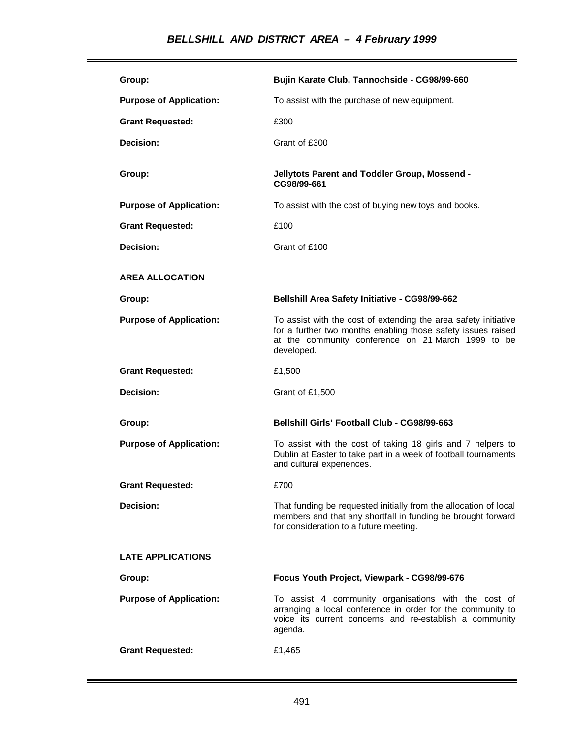| | |
|---|---|
| **Group:** | **Bujin Karate Club, Tannochside - CG98/99-660** |
| **Purpose of Application:** | To assist with the purchase of new equipment. |
| **Grant Requested:** | £300 |
| **Decision:** | Grant of £300 |
| **Group:** | **Jellytots Parent and Toddler Group, Mossend - CG98/99-661** |
| **Purpose of Application:** | To assist with the cost of buying new toys and books. |
| **Grant Requested:** | £100 |
| **Decision:** | Grant of £100 |

**AREA ALLOCATION**

| | |
|---|---|
| **Group:** | **Bellshill Area Safety Initiative - CG98/99-662** |
| **Purpose of Application:** | To assist with the cost of extending the area safety initiative for a further two months enabling those safety issues raised at the community conference on 21 March 1999 to be developed. |
| **Grant Requested:** | £1,500 |
| **Decision:** | Grant of £1,500 |
| **Group:** | **Bellshill Girls' Football Club - CG98/99-663** |
| **Purpose of Application:** | To assist with the cost of taking 18 girls and 7 helpers to Dublin at Easter to take part in a week of football tournaments and cultural experiences. |
| **Grant Requested:** | £700 |
| **Decision:** | That funding be requested initially from the allocation of local members and that any shortfall in funding be brought forward for consideration to a future meeting. |

**LATE APPLICATIONS**

| | |
|---|---|
| **Group:** | **Focus Youth Project, Viewpark - CG98/99-676** |
| **Purpose of Application:** | To assist 4 community organisations with the cost of arranging a local conference in order for the community to voice its current concerns and re-establish a community agenda. |
| **Grant Requested:** | £1,465 |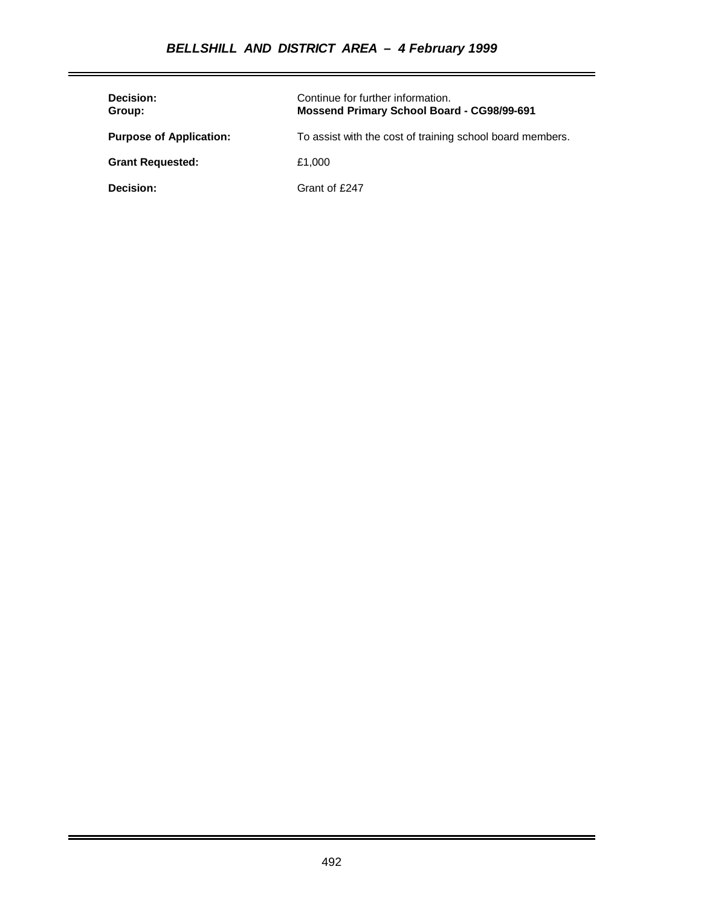**Decision:** Continue for further information.

**Group:** **Mossend Primary School Board - CG98/99-691**

**Purpose of Application:** To assist with the cost of training school board members.

**Grant Requested:** £1,000

**Decision:** Grant of £247